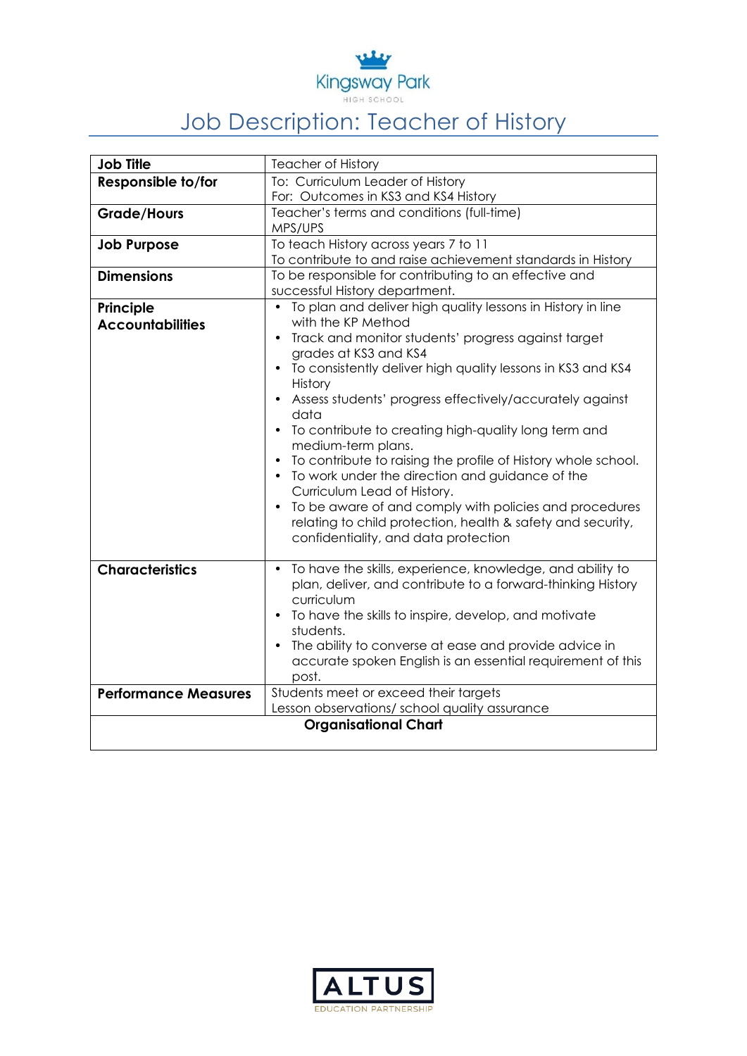Kingsway Park
HIGH SCHOOL

# Job Description: Teacher of History

| | |
|---|---|
| **Job Title** | Teacher of History |
| **Responsible to/for** | To: Curriculum Leader of History<br>For: Outcomes in KS3 and KS4 History |
| **Grade/Hours** | Teacher's terms and conditions (full-time)<br>MPS/UPS |
| **Job Purpose** | To teach History across years 7 to 11<br>To contribute to and raise achievement standards in History |
| **Dimensions** | To be responsible for contributing to an effective and successful History department. |
| **Principle Accountabilities** | • To plan and deliver high quality lessons in History in line with the KP Method<br>• Track and monitor students' progress against target grades at KS3 and KS4<br>• To consistently deliver high quality lessons in KS3 and KS4 History<br>• Assess students' progress effectively/accurately against data<br>• To contribute to creating high-quality long term and medium-term plans.<br>• To contribute to raising the profile of History whole school.<br>• To work under the direction and guidance of the Curriculum Lead of History.<br>• To be aware of and comply with policies and procedures relating to child protection, health & safety and security, confidentiality, and data protection |
| **Characteristics** | • To have the skills, experience, knowledge, and ability to plan, deliver, and contribute to a forward-thinking History curriculum<br>• To have the skills to inspire, develop, and motivate students.<br>• The ability to converse at ease and provide advice in accurate spoken English is an essential requirement of this post. |
| **Performance Measures** | Students meet or exceed their targets<br>Lesson observations/ school quality assurance |
| **Organisational Chart** | |

ALTUS
EDUCATION PARTNERSHIP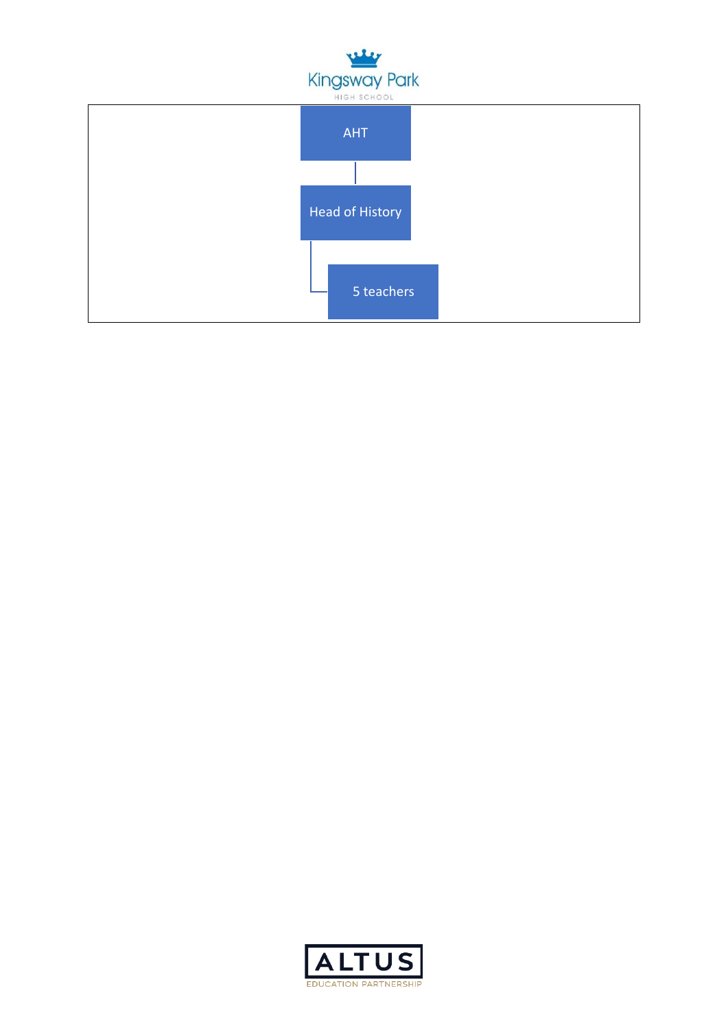AHT

Head of History

5 teachers